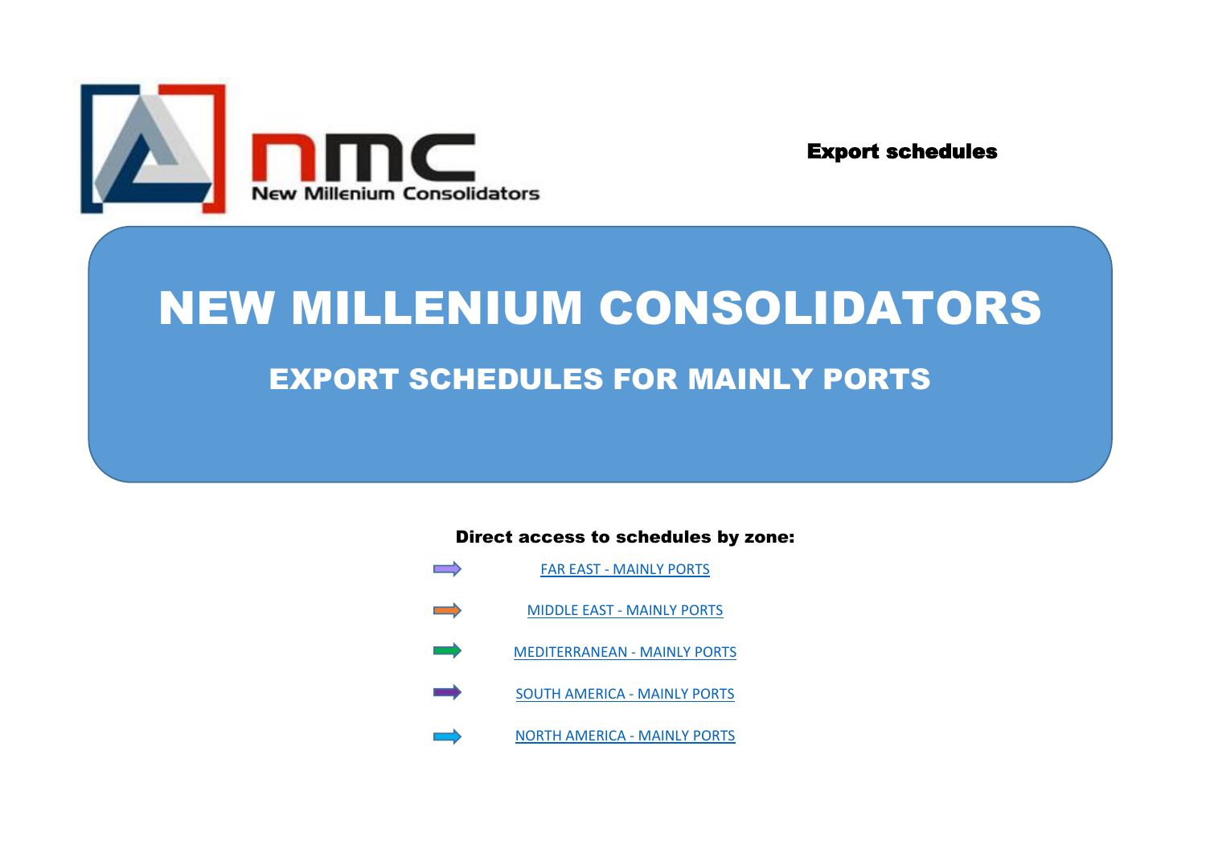nmc
New Millenium Consolidators

**Export schedules**

# NEW MILLENIUM CONSOLIDATORS

## EXPORT SCHEDULES FOR MAINLY PORTS

**Direct access to schedules by zone:**

- FAR EAST - MAINLY PORTS
- MIDDLE EAST - MAINLY PORTS
- MEDITERRANEAN - MAINLY PORTS
- SOUTH AMERICA - MAINLY PORTS
- NORTH AMERICA - MAINLY PORTS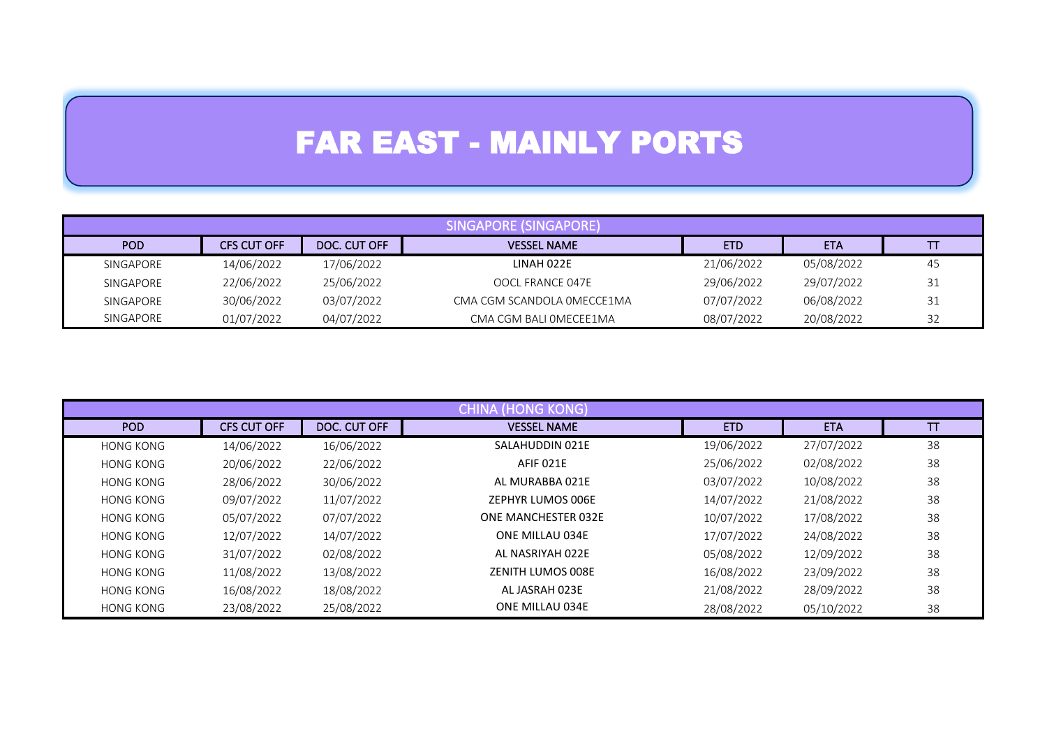# FAR EAST - MAINLY PORTS

| SINGAPORE (SINGAPORE) | | | | | | |
|---|---|---|---|---|---|---|
| POD | CFS CUT OFF | DOC. CUT OFF | VESSEL NAME | ETD | ETA | TT |
| SINGAPORE | 14/06/2022 | 17/06/2022 | LINAH 022E | 21/06/2022 | 05/08/2022 | 45 |
| SINGAPORE | 22/06/2022 | 25/06/2022 | OOCL FRANCE 047E | 29/06/2022 | 29/07/2022 | 31 |
| SINGAPORE | 30/06/2022 | 03/07/2022 | CMA CGM SCANDOLA 0MECCE1MA | 07/07/2022 | 06/08/2022 | 31 |
| SINGAPORE | 01/07/2022 | 04/07/2022 | CMA CGM BALI 0MECEE1MA | 08/07/2022 | 20/08/2022 | 32 |

| CHINA (HONG KONG) | | | | | | |
|---|---|---|---|---|---|---|
| POD | CFS CUT OFF | DOC. CUT OFF | VESSEL NAME | ETD | ETA | TT |
| HONG KONG | 14/06/2022 | 16/06/2022 | SALAHUDDIN 021E | 19/06/2022 | 27/07/2022 | 38 |
| HONG KONG | 20/06/2022 | 22/06/2022 | AFIF 021E | 25/06/2022 | 02/08/2022 | 38 |
| HONG KONG | 28/06/2022 | 30/06/2022 | AL MURABBA 021E | 03/07/2022 | 10/08/2022 | 38 |
| HONG KONG | 09/07/2022 | 11/07/2022 | ZEPHYR LUMOS 006E | 14/07/2022 | 21/08/2022 | 38 |
| HONG KONG | 05/07/2022 | 07/07/2022 | ONE MANCHESTER 032E | 10/07/2022 | 17/08/2022 | 38 |
| HONG KONG | 12/07/2022 | 14/07/2022 | ONE MILLAU 034E | 17/07/2022 | 24/08/2022 | 38 |
| HONG KONG | 31/07/2022 | 02/08/2022 | AL NASRIYAH 022E | 05/08/2022 | 12/09/2022 | 38 |
| HONG KONG | 11/08/2022 | 13/08/2022 | ZENITH LUMOS 008E | 16/08/2022 | 23/09/2022 | 38 |
| HONG KONG | 16/08/2022 | 18/08/2022 | AL JASRAH 023E | 21/08/2022 | 28/09/2022 | 38 |
| HONG KONG | 23/08/2022 | 25/08/2022 | ONE MILLAU 034E | 28/08/2022 | 05/10/2022 | 38 |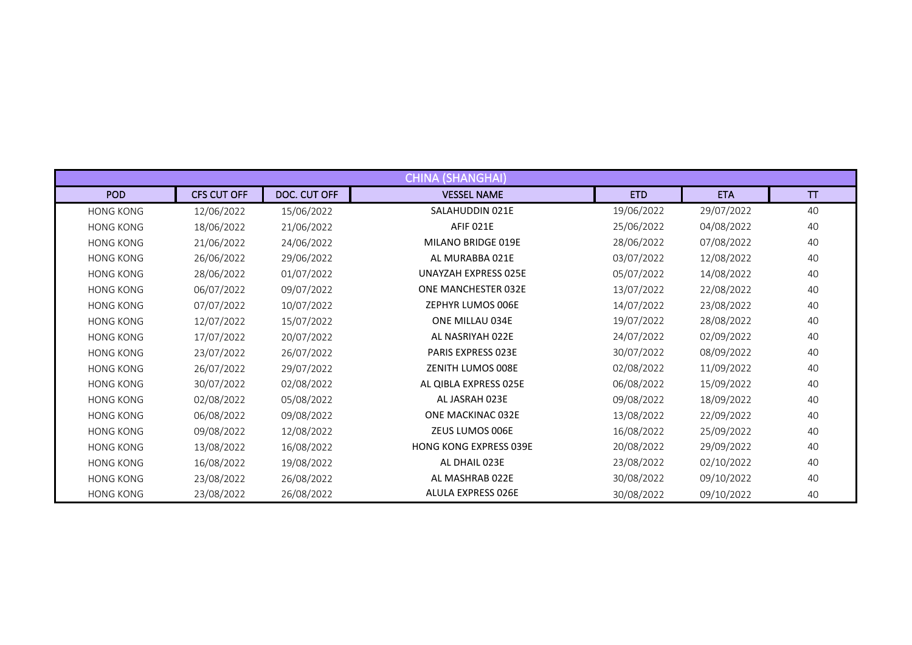| CHINA (SHANGHAI) | | | | | | |
|---|---|---|---|---|---|---|
| POD | CFS CUT OFF | DOC. CUT OFF | VESSEL NAME | ETD | ETA | TT |
| HONG KONG | 12/06/2022 | 15/06/2022 | SALAHUDDIN 021E | 19/06/2022 | 29/07/2022 | 40 |
| HONG KONG | 18/06/2022 | 21/06/2022 | AFIF 021E | 25/06/2022 | 04/08/2022 | 40 |
| HONG KONG | 21/06/2022 | 24/06/2022 | MILANO BRIDGE 019E | 28/06/2022 | 07/08/2022 | 40 |
| HONG KONG | 26/06/2022 | 29/06/2022 | AL MURABBA 021E | 03/07/2022 | 12/08/2022 | 40 |
| HONG KONG | 28/06/2022 | 01/07/2022 | UNAYZAH EXPRESS 025E | 05/07/2022 | 14/08/2022 | 40 |
| HONG KONG | 06/07/2022 | 09/07/2022 | ONE MANCHESTER 032E | 13/07/2022 | 22/08/2022 | 40 |
| HONG KONG | 07/07/2022 | 10/07/2022 | ZEPHYR LUMOS 006E | 14/07/2022 | 23/08/2022 | 40 |
| HONG KONG | 12/07/2022 | 15/07/2022 | ONE MILLAU 034E | 19/07/2022 | 28/08/2022 | 40 |
| HONG KONG | 17/07/2022 | 20/07/2022 | AL NASRIYAH 022E | 24/07/2022 | 02/09/2022 | 40 |
| HONG KONG | 23/07/2022 | 26/07/2022 | PARIS EXPRESS 023E | 30/07/2022 | 08/09/2022 | 40 |
| HONG KONG | 26/07/2022 | 29/07/2022 | ZENITH LUMOS 008E | 02/08/2022 | 11/09/2022 | 40 |
| HONG KONG | 30/07/2022 | 02/08/2022 | AL QIBLA EXPRESS 025E | 06/08/2022 | 15/09/2022 | 40 |
| HONG KONG | 02/08/2022 | 05/08/2022 | AL JASRAH 023E | 09/08/2022 | 18/09/2022 | 40 |
| HONG KONG | 06/08/2022 | 09/08/2022 | ONE MACKINAC 032E | 13/08/2022 | 22/09/2022 | 40 |
| HONG KONG | 09/08/2022 | 12/08/2022 | ZEUS LUMOS 006E | 16/08/2022 | 25/09/2022 | 40 |
| HONG KONG | 13/08/2022 | 16/08/2022 | HONG KONG EXPRESS 039E | 20/08/2022 | 29/09/2022 | 40 |
| HONG KONG | 16/08/2022 | 19/08/2022 | AL DHAIL 023E | 23/08/2022 | 02/10/2022 | 40 |
| HONG KONG | 23/08/2022 | 26/08/2022 | AL MASHRAB 022E | 30/08/2022 | 09/10/2022 | 40 |
| HONG KONG | 23/08/2022 | 26/08/2022 | ALULA EXPRESS 026E | 30/08/2022 | 09/10/2022 | 40 |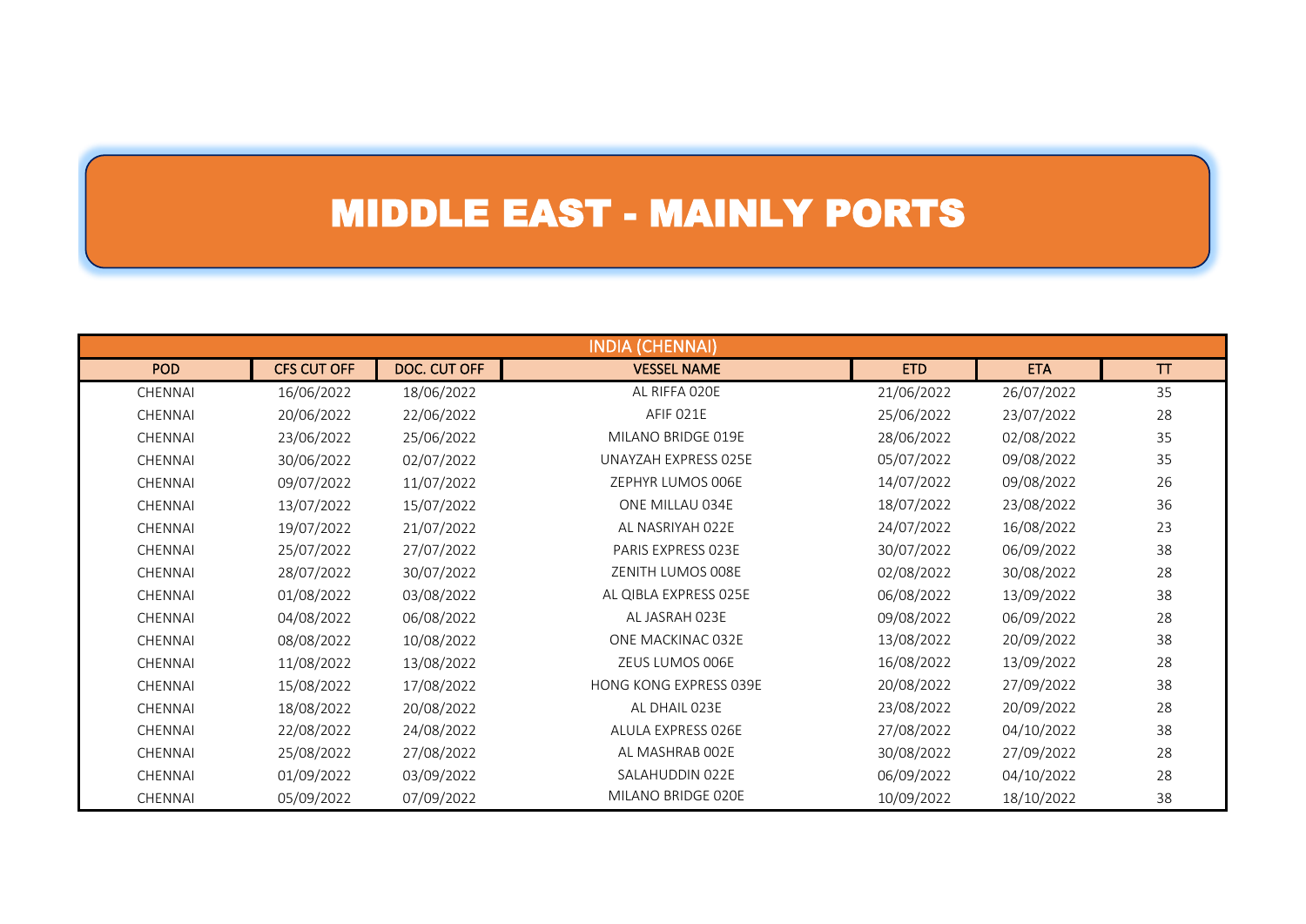# MIDDLE EAST - MAINLY PORTS

| INDIA (CHENNAI) | | | | | | |
|---|---|---|---|---|---|---|
| POD | CFS CUT OFF | DOC. CUT OFF | VESSEL NAME | ETD | ETA | TT |
| CHENNAI | 16/06/2022 | 18/06/2022 | AL RIFFA 020E | 21/06/2022 | 26/07/2022 | 35 |
| CHENNAI | 20/06/2022 | 22/06/2022 | AFIF 021E | 25/06/2022 | 23/07/2022 | 28 |
| CHENNAI | 23/06/2022 | 25/06/2022 | MILANO BRIDGE 019E | 28/06/2022 | 02/08/2022 | 35 |
| CHENNAI | 30/06/2022 | 02/07/2022 | UNAYZAH EXPRESS 025E | 05/07/2022 | 09/08/2022 | 35 |
| CHENNAI | 09/07/2022 | 11/07/2022 | ZEPHYR LUMOS 006E | 14/07/2022 | 09/08/2022 | 26 |
| CHENNAI | 13/07/2022 | 15/07/2022 | ONE MILLAU 034E | 18/07/2022 | 23/08/2022 | 36 |
| CHENNAI | 19/07/2022 | 21/07/2022 | AL NASRIYAH 022E | 24/07/2022 | 16/08/2022 | 23 |
| CHENNAI | 25/07/2022 | 27/07/2022 | PARIS EXPRESS 023E | 30/07/2022 | 06/09/2022 | 38 |
| CHENNAI | 28/07/2022 | 30/07/2022 | ZENITH LUMOS 008E | 02/08/2022 | 30/08/2022 | 28 |
| CHENNAI | 01/08/2022 | 03/08/2022 | AL QIBLA EXPRESS 025E | 06/08/2022 | 13/09/2022 | 38 |
| CHENNAI | 04/08/2022 | 06/08/2022 | AL JASRAH 023E | 09/08/2022 | 06/09/2022 | 28 |
| CHENNAI | 08/08/2022 | 10/08/2022 | ONE MACKINAC 032E | 13/08/2022 | 20/09/2022 | 38 |
| CHENNAI | 11/08/2022 | 13/08/2022 | ZEUS LUMOS 006E | 16/08/2022 | 13/09/2022 | 28 |
| CHENNAI | 15/08/2022 | 17/08/2022 | HONG KONG EXPRESS 039E | 20/08/2022 | 27/09/2022 | 38 |
| CHENNAI | 18/08/2022 | 20/08/2022 | AL DHAIL 023E | 23/08/2022 | 20/09/2022 | 28 |
| CHENNAI | 22/08/2022 | 24/08/2022 | ALULA EXPRESS 026E | 27/08/2022 | 04/10/2022 | 38 |
| CHENNAI | 25/08/2022 | 27/08/2022 | AL MASHRAB 002E | 30/08/2022 | 27/09/2022 | 28 |
| CHENNAI | 01/09/2022 | 03/09/2022 | SALAHUDDIN 022E | 06/09/2022 | 04/10/2022 | 28 |
| CHENNAI | 05/09/2022 | 07/09/2022 | MILANO BRIDGE 020E | 10/09/2022 | 18/10/2022 | 38 |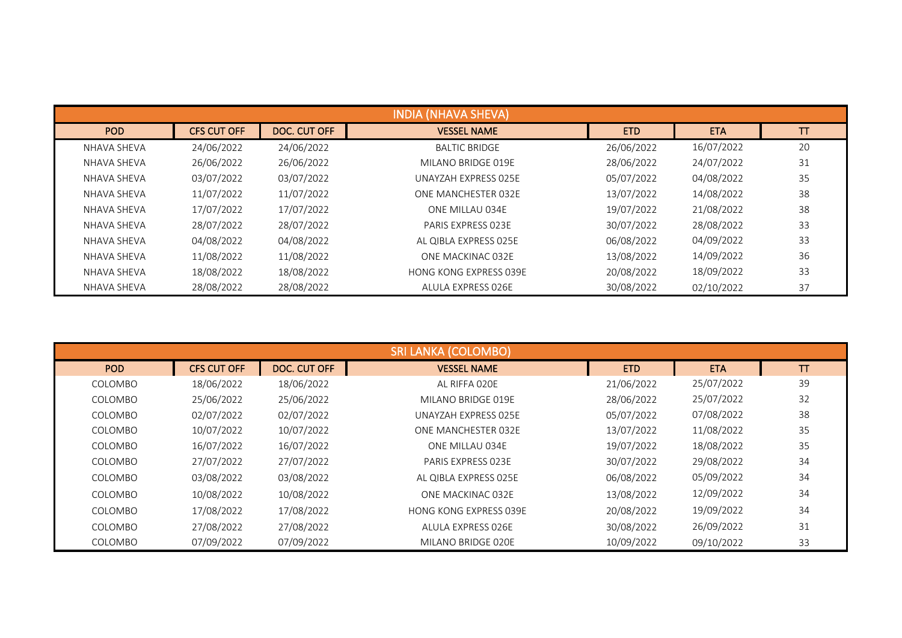| INDIA (NHAVA SHEVA) | | | | | | |
|---|---|---|---|---|---|---|
| POD | CFS CUT OFF | DOC. CUT OFF | VESSEL NAME | ETD | ETA | TT |
| NHAVA SHEVA | 24/06/2022 | 24/06/2022 | BALTIC BRIDGE | 26/06/2022 | 16/07/2022 | 20 |
| NHAVA SHEVA | 26/06/2022 | 26/06/2022 | MILANO BRIDGE 019E | 28/06/2022 | 24/07/2022 | 31 |
| NHAVA SHEVA | 03/07/2022 | 03/07/2022 | UNAYZAH EXPRESS 025E | 05/07/2022 | 04/08/2022 | 35 |
| NHAVA SHEVA | 11/07/2022 | 11/07/2022 | ONE MANCHESTER 032E | 13/07/2022 | 14/08/2022 | 38 |
| NHAVA SHEVA | 17/07/2022 | 17/07/2022 | ONE MILLAU 034E | 19/07/2022 | 21/08/2022 | 38 |
| NHAVA SHEVA | 28/07/2022 | 28/07/2022 | PARIS EXPRESS 023E | 30/07/2022 | 28/08/2022 | 33 |
| NHAVA SHEVA | 04/08/2022 | 04/08/2022 | AL QIBLA EXPRESS 025E | 06/08/2022 | 04/09/2022 | 33 |
| NHAVA SHEVA | 11/08/2022 | 11/08/2022 | ONE MACKINAC 032E | 13/08/2022 | 14/09/2022 | 36 |
| NHAVA SHEVA | 18/08/2022 | 18/08/2022 | HONG KONG EXPRESS 039E | 20/08/2022 | 18/09/2022 | 33 |
| NHAVA SHEVA | 28/08/2022 | 28/08/2022 | ALULA EXPRESS 026E | 30/08/2022 | 02/10/2022 | 37 |

| SRI LANKA (COLOMBO) | | | | | | |
|---|---|---|---|---|---|---|
| POD | CFS CUT OFF | DOC. CUT OFF | VESSEL NAME | ETD | ETA | TT |
| COLOMBO | 18/06/2022 | 18/06/2022 | AL RIFFA 020E | 21/06/2022 | 25/07/2022 | 39 |
| COLOMBO | 25/06/2022 | 25/06/2022 | MILANO BRIDGE 019E | 28/06/2022 | 25/07/2022 | 32 |
| COLOMBO | 02/07/2022 | 02/07/2022 | UNAYZAH EXPRESS 025E | 05/07/2022 | 07/08/2022 | 38 |
| COLOMBO | 10/07/2022 | 10/07/2022 | ONE MANCHESTER 032E | 13/07/2022 | 11/08/2022 | 35 |
| COLOMBO | 16/07/2022 | 16/07/2022 | ONE MILLAU 034E | 19/07/2022 | 18/08/2022 | 35 |
| COLOMBO | 27/07/2022 | 27/07/2022 | PARIS EXPRESS 023E | 30/07/2022 | 29/08/2022 | 34 |
| COLOMBO | 03/08/2022 | 03/08/2022 | AL QIBLA EXPRESS 025E | 06/08/2022 | 05/09/2022 | 34 |
| COLOMBO | 10/08/2022 | 10/08/2022 | ONE MACKINAC 032E | 13/08/2022 | 12/09/2022 | 34 |
| COLOMBO | 17/08/2022 | 17/08/2022 | HONG KONG EXPRESS 039E | 20/08/2022 | 19/09/2022 | 34 |
| COLOMBO | 27/08/2022 | 27/08/2022 | ALULA EXPRESS 026E | 30/08/2022 | 26/09/2022 | 31 |
| COLOMBO | 07/09/2022 | 07/09/2022 | MILANO BRIDGE 020E | 10/09/2022 | 09/10/2022 | 33 |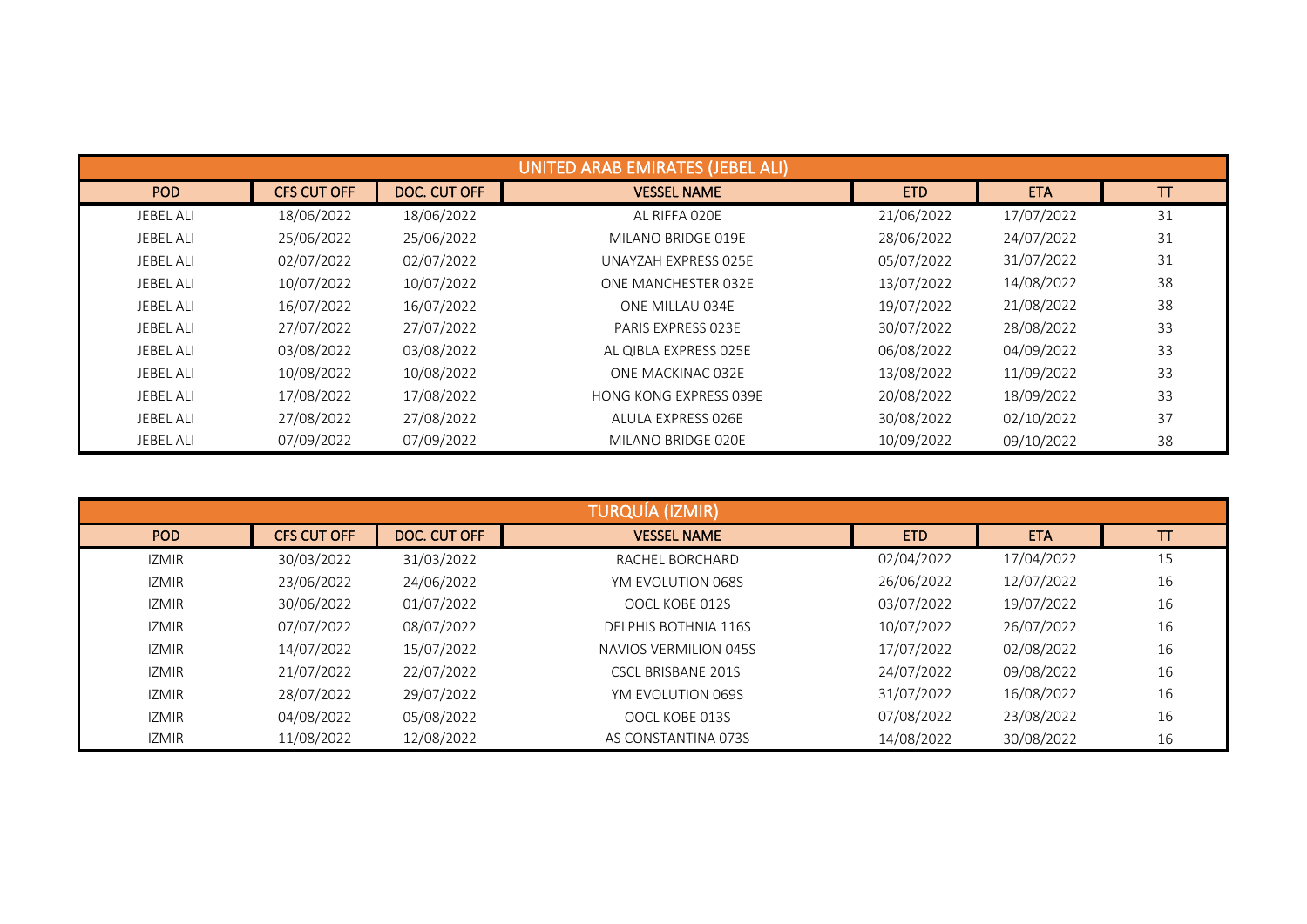| UNITED ARAB EMIRATES (JEBEL ALI) | | | | | | |
|---|---|---|---|---|---|---|
| POD | CFS CUT OFF | DOC. CUT OFF | VESSEL NAME | ETD | ETA | TT |
| JEBEL ALI | 18/06/2022 | 18/06/2022 | AL RIFFA 020E | 21/06/2022 | 17/07/2022 | 31 |
| JEBEL ALI | 25/06/2022 | 25/06/2022 | MILANO BRIDGE 019E | 28/06/2022 | 24/07/2022 | 31 |
| JEBEL ALI | 02/07/2022 | 02/07/2022 | UNAYZAH EXPRESS 025E | 05/07/2022 | 31/07/2022 | 31 |
| JEBEL ALI | 10/07/2022 | 10/07/2022 | ONE MANCHESTER 032E | 13/07/2022 | 14/08/2022 | 38 |
| JEBEL ALI | 16/07/2022 | 16/07/2022 | ONE MILLAU 034E | 19/07/2022 | 21/08/2022 | 38 |
| JEBEL ALI | 27/07/2022 | 27/07/2022 | PARIS EXPRESS 023E | 30/07/2022 | 28/08/2022 | 33 |
| JEBEL ALI | 03/08/2022 | 03/08/2022 | AL QIBLA EXPRESS 025E | 06/08/2022 | 04/09/2022 | 33 |
| JEBEL ALI | 10/08/2022 | 10/08/2022 | ONE MACKINAC 032E | 13/08/2022 | 11/09/2022 | 33 |
| JEBEL ALI | 17/08/2022 | 17/08/2022 | HONG KONG EXPRESS 039E | 20/08/2022 | 18/09/2022 | 33 |
| JEBEL ALI | 27/08/2022 | 27/08/2022 | ALULA EXPRESS 026E | 30/08/2022 | 02/10/2022 | 37 |
| JEBEL ALI | 07/09/2022 | 07/09/2022 | MILANO BRIDGE 020E | 10/09/2022 | 09/10/2022 | 38 |

| TURQUÍA (IZMIR) | | | | | | |
|---|---|---|---|---|---|---|
| POD | CFS CUT OFF | DOC. CUT OFF | VESSEL NAME | ETD | ETA | TT |
| IZMIR | 30/03/2022 | 31/03/2022 | RACHEL BORCHARD | 02/04/2022 | 17/04/2022 | 15 |
| IZMIR | 23/06/2022 | 24/06/2022 | YM EVOLUTION 068S | 26/06/2022 | 12/07/2022 | 16 |
| IZMIR | 30/06/2022 | 01/07/2022 | OOCL KOBE 012S | 03/07/2022 | 19/07/2022 | 16 |
| IZMIR | 07/07/2022 | 08/07/2022 | DELPHIS BOTHNIA 116S | 10/07/2022 | 26/07/2022 | 16 |
| IZMIR | 14/07/2022 | 15/07/2022 | NAVIOS VERMILION 045S | 17/07/2022 | 02/08/2022 | 16 |
| IZMIR | 21/07/2022 | 22/07/2022 | CSCL BRISBANE 201S | 24/07/2022 | 09/08/2022 | 16 |
| IZMIR | 28/07/2022 | 29/07/2022 | YM EVOLUTION 069S | 31/07/2022 | 16/08/2022 | 16 |
| IZMIR | 04/08/2022 | 05/08/2022 | OOCL KOBE 013S | 07/08/2022 | 23/08/2022 | 16 |
| IZMIR | 11/08/2022 | 12/08/2022 | AS CONSTANTINA 073S | 14/08/2022 | 30/08/2022 | 16 |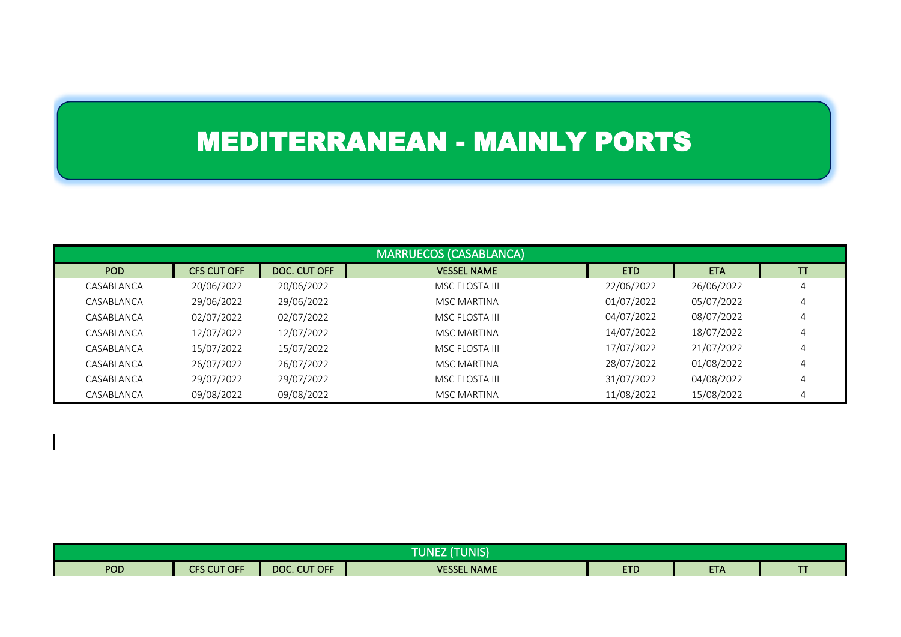# MEDITERRANEAN - MAINLY PORTS

| MARRUECOS (CASABLANCA) | | | | | | |
|---|---|---|---|---|---|---|
| POD | CFS CUT OFF | DOC. CUT OFF | VESSEL NAME | ETD | ETA | TT |
| CASABLANCA | 20/06/2022 | 20/06/2022 | MSC FLOSTA III | 22/06/2022 | 26/06/2022 | 4 |
| CASABLANCA | 29/06/2022 | 29/06/2022 | MSC MARTINA | 01/07/2022 | 05/07/2022 | 4 |
| CASABLANCA | 02/07/2022 | 02/07/2022 | MSC FLOSTA III | 04/07/2022 | 08/07/2022 | 4 |
| CASABLANCA | 12/07/2022 | 12/07/2022 | MSC MARTINA | 14/07/2022 | 18/07/2022 | 4 |
| CASABLANCA | 15/07/2022 | 15/07/2022 | MSC FLOSTA III | 17/07/2022 | 21/07/2022 | 4 |
| CASABLANCA | 26/07/2022 | 26/07/2022 | MSC MARTINA | 28/07/2022 | 01/08/2022 | 4 |
| CASABLANCA | 29/07/2022 | 29/07/2022 | MSC FLOSTA III | 31/07/2022 | 04/08/2022 | 4 |
| CASABLANCA | 09/08/2022 | 09/08/2022 | MSC MARTINA | 11/08/2022 | 15/08/2022 | 4 |

| TUNEZ (TUNIS) | | | | | | |
|---|---|---|---|---|---|---|
| POD | CFS CUT OFF | DOC. CUT OFF | VESSEL NAME | ETD | ETA | TT |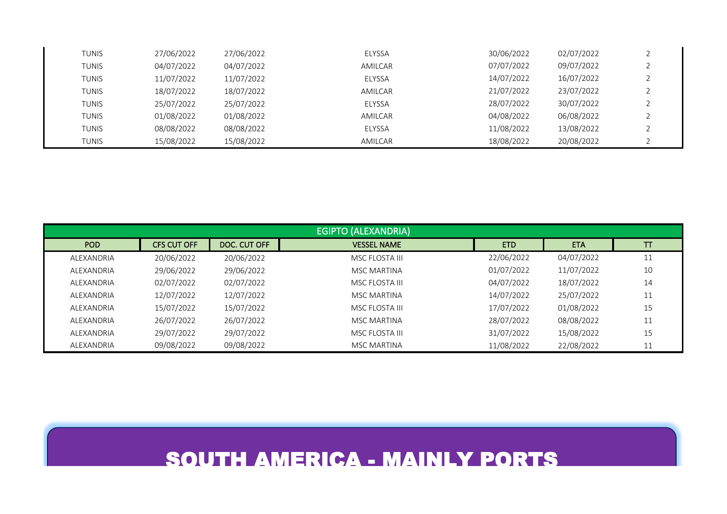| TUNIS | 27/06/2022 | 27/06/2022 | ELYSSA | 30/06/2022 | 02/07/2022 | 2 |
|---|---|---|---|---|---|---|
| TUNIS | 04/07/2022 | 04/07/2022 | AMILCAR | 07/07/2022 | 09/07/2022 | 2 |
| TUNIS | 11/07/2022 | 11/07/2022 | ELYSSA | 14/07/2022 | 16/07/2022 | 2 |
| TUNIS | 18/07/2022 | 18/07/2022 | AMILCAR | 21/07/2022 | 23/07/2022 | 2 |
| TUNIS | 25/07/2022 | 25/07/2022 | ELYSSA | 28/07/2022 | 30/07/2022 | 2 |
| TUNIS | 01/08/2022 | 01/08/2022 | AMILCAR | 04/08/2022 | 06/08/2022 | 2 |
| TUNIS | 08/08/2022 | 08/08/2022 | ELYSSA | 11/08/2022 | 13/08/2022 | 2 |
| TUNIS | 15/08/2022 | 15/08/2022 | AMILCAR | 18/08/2022 | 20/08/2022 | 2 |

| EGIPTO (ALEXANDRIA) | | | | | | |
|---|---|---|---|---|---|---|
| POD | CFS CUT OFF | DOC. CUT OFF | VESSEL NAME | ETD | ETA | TT |
| ALEXANDRIA | 20/06/2022 | 20/06/2022 | MSC FLOSTA III | 22/06/2022 | 04/07/2022 | 11 |
| ALEXANDRIA | 29/06/2022 | 29/06/2022 | MSC MARTINA | 01/07/2022 | 11/07/2022 | 10 |
| ALEXANDRIA | 02/07/2022 | 02/07/2022 | MSC FLOSTA III | 04/07/2022 | 18/07/2022 | 14 |
| ALEXANDRIA | 12/07/2022 | 12/07/2022 | MSC MARTINA | 14/07/2022 | 25/07/2022 | 11 |
| ALEXANDRIA | 15/07/2022 | 15/07/2022 | MSC FLOSTA III | 17/07/2022 | 01/08/2022 | 15 |
| ALEXANDRIA | 26/07/2022 | 26/07/2022 | MSC MARTINA | 28/07/2022 | 08/08/2022 | 11 |
| ALEXANDRIA | 29/07/2022 | 29/07/2022 | MSC FLOSTA III | 31/07/2022 | 15/08/2022 | 15 |
| ALEXANDRIA | 09/08/2022 | 09/08/2022 | MSC MARTINA | 11/08/2022 | 22/08/2022 | 11 |

# SOUTH AMERICA - MAINLY PORTS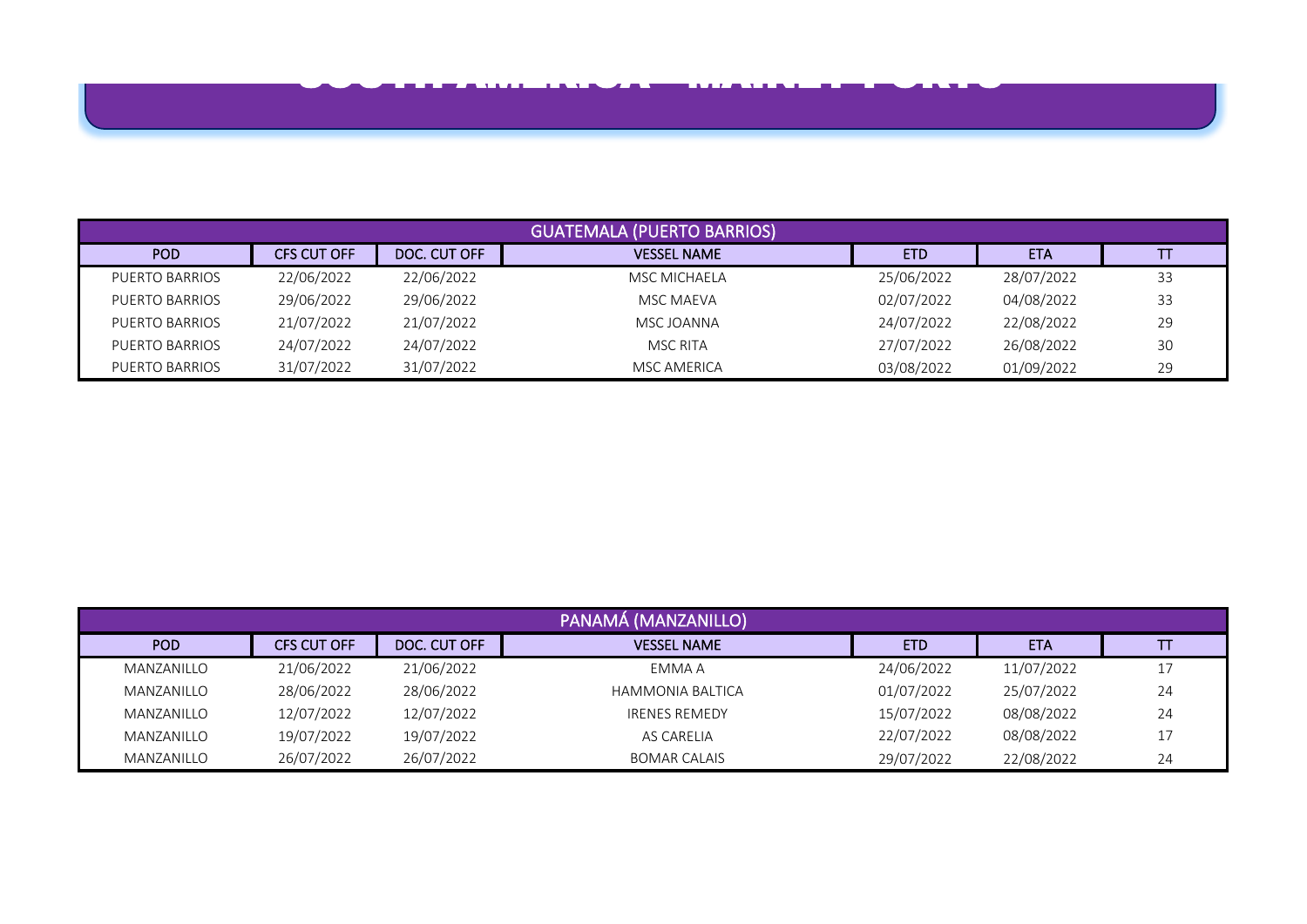| GUATEMALA (PUERTO BARRIOS) | | | | | | |
|---|---|---|---|---|---|---|
| POD | CFS CUT OFF | DOC. CUT OFF | VESSEL NAME | ETD | ETA | TT |
| PUERTO BARRIOS | 22/06/2022 | 22/06/2022 | MSC MICHAELA | 25/06/2022 | 28/07/2022 | 33 |
| PUERTO BARRIOS | 29/06/2022 | 29/06/2022 | MSC MAEVA | 02/07/2022 | 04/08/2022 | 33 |
| PUERTO BARRIOS | 21/07/2022 | 21/07/2022 | MSC JOANNA | 24/07/2022 | 22/08/2022 | 29 |
| PUERTO BARRIOS | 24/07/2022 | 24/07/2022 | MSC RITA | 27/07/2022 | 26/08/2022 | 30 |
| PUERTO BARRIOS | 31/07/2022 | 31/07/2022 | MSC AMERICA | 03/08/2022 | 01/09/2022 | 29 |

| PANAMÁ (MANZANILLO) | | | | | | |
|---|---|---|---|---|---|---|
| POD | CFS CUT OFF | DOC. CUT OFF | VESSEL NAME | ETD | ETA | TT |
| MANZANILLO | 21/06/2022 | 21/06/2022 | EMMA A | 24/06/2022 | 11/07/2022 | 17 |
| MANZANILLO | 28/06/2022 | 28/06/2022 | HAMMONIA BALTICA | 01/07/2022 | 25/07/2022 | 24 |
| MANZANILLO | 12/07/2022 | 12/07/2022 | IRENES REMEDY | 15/07/2022 | 08/08/2022 | 24 |
| MANZANILLO | 19/07/2022 | 19/07/2022 | AS CARELIA | 22/07/2022 | 08/08/2022 | 17 |
| MANZANILLO | 26/07/2022 | 26/07/2022 | BOMAR CALAIS | 29/07/2022 | 22/08/2022 | 24 |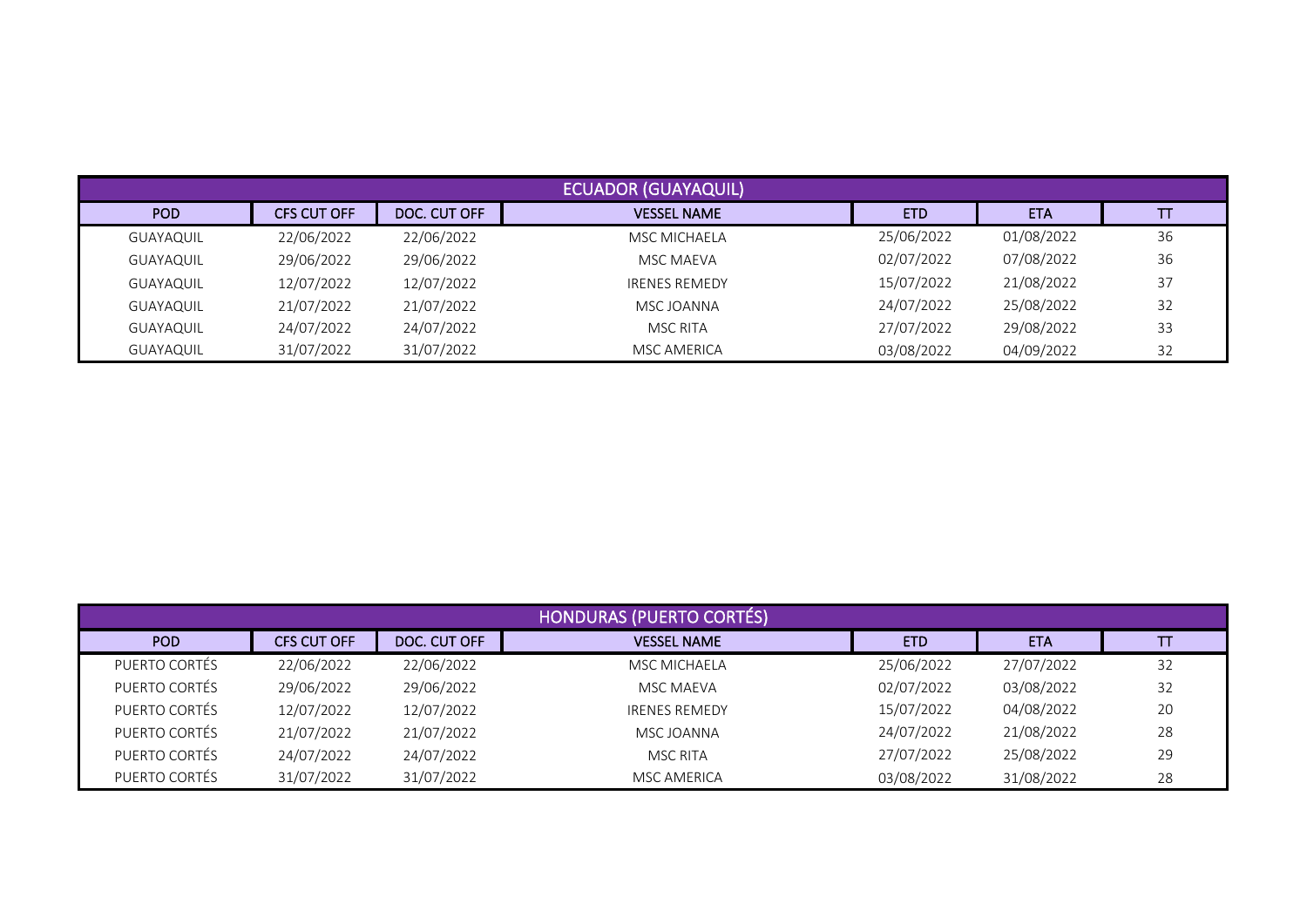| ECUADOR (GUAYAQUIL) | | | | | | |
|---|---|---|---|---|---|---|
| POD | CFS CUT OFF | DOC. CUT OFF | VESSEL NAME | ETD | ETA | TT |
| GUAYAQUIL | 22/06/2022 | 22/06/2022 | MSC MICHAELA | 25/06/2022 | 01/08/2022 | 36 |
| GUAYAQUIL | 29/06/2022 | 29/06/2022 | MSC MAEVA | 02/07/2022 | 07/08/2022 | 36 |
| GUAYAQUIL | 12/07/2022 | 12/07/2022 | IRENES REMEDY | 15/07/2022 | 21/08/2022 | 37 |
| GUAYAQUIL | 21/07/2022 | 21/07/2022 | MSC JOANNA | 24/07/2022 | 25/08/2022 | 32 |
| GUAYAQUIL | 24/07/2022 | 24/07/2022 | MSC RITA | 27/07/2022 | 29/08/2022 | 33 |
| GUAYAQUIL | 31/07/2022 | 31/07/2022 | MSC AMERICA | 03/08/2022 | 04/09/2022 | 32 |

| HONDURAS (PUERTO CORTÉS) | | | | | | |
|---|---|---|---|---|---|---|
| POD | CFS CUT OFF | DOC. CUT OFF | VESSEL NAME | ETD | ETA | TT |
| PUERTO CORTÉS | 22/06/2022 | 22/06/2022 | MSC MICHAELA | 25/06/2022 | 27/07/2022 | 32 |
| PUERTO CORTÉS | 29/06/2022 | 29/06/2022 | MSC MAEVA | 02/07/2022 | 03/08/2022 | 32 |
| PUERTO CORTÉS | 12/07/2022 | 12/07/2022 | IRENES REMEDY | 15/07/2022 | 04/08/2022 | 20 |
| PUERTO CORTÉS | 21/07/2022 | 21/07/2022 | MSC JOANNA | 24/07/2022 | 21/08/2022 | 28 |
| PUERTO CORTÉS | 24/07/2022 | 24/07/2022 | MSC RITA | 27/07/2022 | 25/08/2022 | 29 |
| PUERTO CORTÉS | 31/07/2022 | 31/07/2022 | MSC AMERICA | 03/08/2022 | 31/08/2022 | 28 |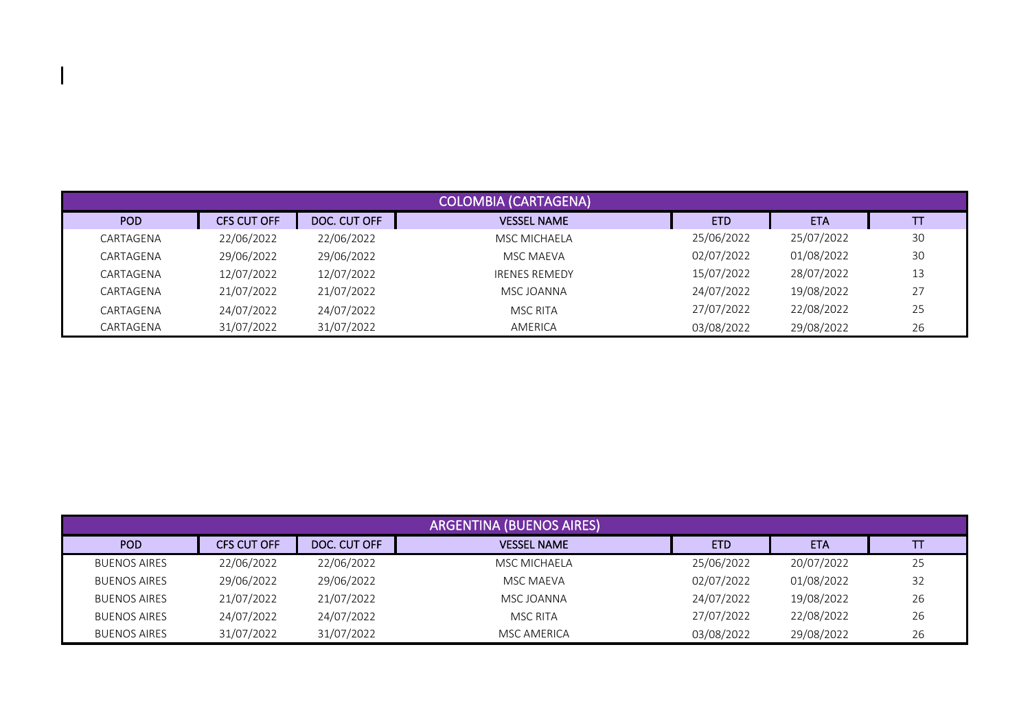| COLOMBIA (CARTAGENA) | | | | | | |
|---|---|---|---|---|---|---|
| POD | CFS CUT OFF | DOC. CUT OFF | VESSEL NAME | ETD | ETA | TT |
| CARTAGENA | 22/06/2022 | 22/06/2022 | MSC MICHAELA | 25/06/2022 | 25/07/2022 | 30 |
| CARTAGENA | 29/06/2022 | 29/06/2022 | MSC MAEVA | 02/07/2022 | 01/08/2022 | 30 |
| CARTAGENA | 12/07/2022 | 12/07/2022 | IRENES REMEDY | 15/07/2022 | 28/07/2022 | 13 |
| CARTAGENA | 21/07/2022 | 21/07/2022 | MSC JOANNA | 24/07/2022 | 19/08/2022 | 27 |
| CARTAGENA | 24/07/2022 | 24/07/2022 | MSC RITA | 27/07/2022 | 22/08/2022 | 25 |
| CARTAGENA | 31/07/2022 | 31/07/2022 | AMERICA | 03/08/2022 | 29/08/2022 | 26 |

| ARGENTINA (BUENOS AIRES) | | | | | | |
|---|---|---|---|---|---|---|
| POD | CFS CUT OFF | DOC. CUT OFF | VESSEL NAME | ETD | ETA | TT |
| BUENOS AIRES | 22/06/2022 | 22/06/2022 | MSC MICHAELA | 25/06/2022 | 20/07/2022 | 25 |
| BUENOS AIRES | 29/06/2022 | 29/06/2022 | MSC MAEVA | 02/07/2022 | 01/08/2022 | 32 |
| BUENOS AIRES | 21/07/2022 | 21/07/2022 | MSC JOANNA | 24/07/2022 | 19/08/2022 | 26 |
| BUENOS AIRES | 24/07/2022 | 24/07/2022 | MSC RITA | 27/07/2022 | 22/08/2022 | 26 |
| BUENOS AIRES | 31/07/2022 | 31/07/2022 | MSC AMERICA | 03/08/2022 | 29/08/2022 | 26 |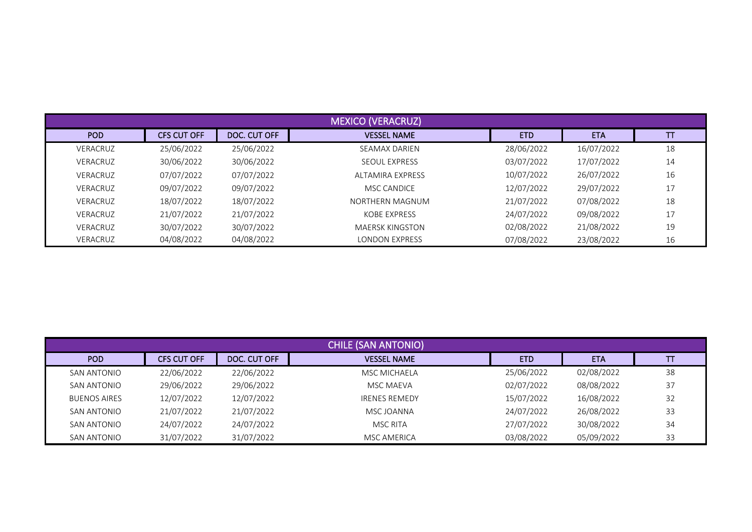| MEXICO (VERACRUZ) | | | | | | |
|---|---|---|---|---|---|---|
| POD | CFS CUT OFF | DOC. CUT OFF | VESSEL NAME | ETD | ETA | TT |
| VERACRUZ | 25/06/2022 | 25/06/2022 | SEAMAX DARIEN | 28/06/2022 | 16/07/2022 | 18 |
| VERACRUZ | 30/06/2022 | 30/06/2022 | SEOUL EXPRESS | 03/07/2022 | 17/07/2022 | 14 |
| VERACRUZ | 07/07/2022 | 07/07/2022 | ALTAMIRA EXPRESS | 10/07/2022 | 26/07/2022 | 16 |
| VERACRUZ | 09/07/2022 | 09/07/2022 | MSC CANDICE | 12/07/2022 | 29/07/2022 | 17 |
| VERACRUZ | 18/07/2022 | 18/07/2022 | NORTHERN MAGNUM | 21/07/2022 | 07/08/2022 | 18 |
| VERACRUZ | 21/07/2022 | 21/07/2022 | KOBE EXPRESS | 24/07/2022 | 09/08/2022 | 17 |
| VERACRUZ | 30/07/2022 | 30/07/2022 | MAERSK KINGSTON | 02/08/2022 | 21/08/2022 | 19 |
| VERACRUZ | 04/08/2022 | 04/08/2022 | LONDON EXPRESS | 07/08/2022 | 23/08/2022 | 16 |

| CHILE (SAN ANTONIO) | | | | | | |
|---|---|---|---|---|---|---|
| POD | CFS CUT OFF | DOC. CUT OFF | VESSEL NAME | ETD | ETA | TT |
| SAN ANTONIO | 22/06/2022 | 22/06/2022 | MSC MICHAELA | 25/06/2022 | 02/08/2022 | 38 |
| SAN ANTONIO | 29/06/2022 | 29/06/2022 | MSC MAEVA | 02/07/2022 | 08/08/2022 | 37 |
| BUENOS AIRES | 12/07/2022 | 12/07/2022 | IRENES REMEDY | 15/07/2022 | 16/08/2022 | 32 |
| SAN ANTONIO | 21/07/2022 | 21/07/2022 | MSC JOANNA | 24/07/2022 | 26/08/2022 | 33 |
| SAN ANTONIO | 24/07/2022 | 24/07/2022 | MSC RITA | 27/07/2022 | 30/08/2022 | 34 |
| SAN ANTONIO | 31/07/2022 | 31/07/2022 | MSC AMERICA | 03/08/2022 | 05/09/2022 | 33 |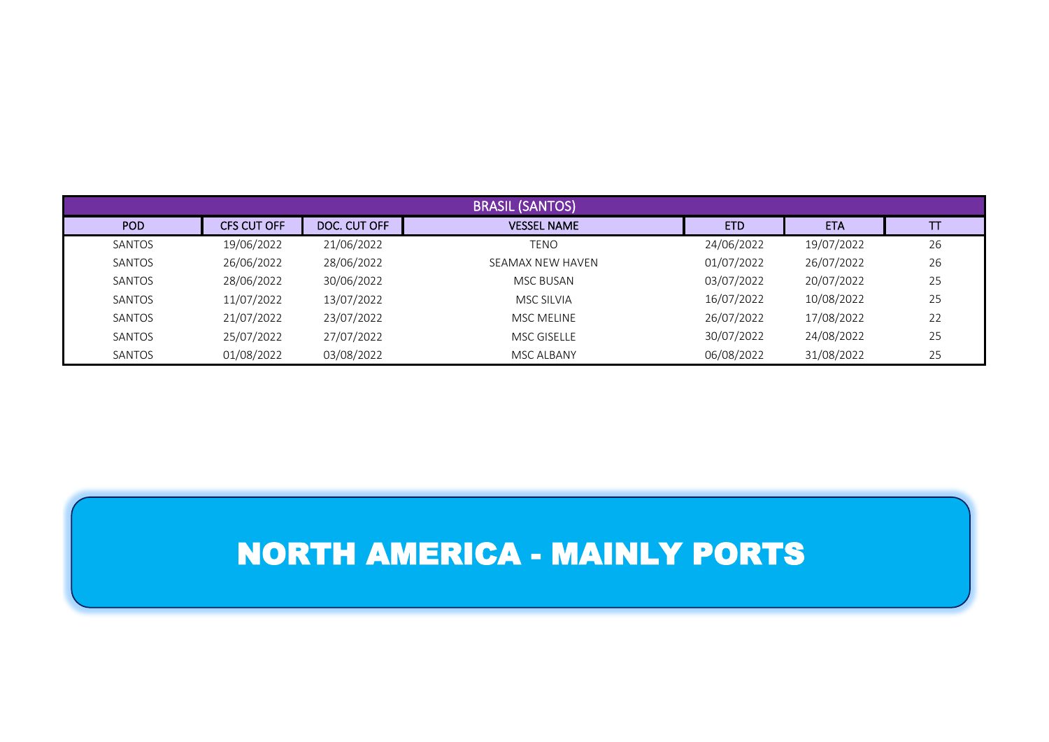| BRASIL (SANTOS) | | | | | | |
|---|---|---|---|---|---|---|
| POD | CFS CUT OFF | DOC. CUT OFF | VESSEL NAME | ETD | ETA | TT |
| SANTOS | 19/06/2022 | 21/06/2022 | TENO | 24/06/2022 | 19/07/2022 | 26 |
| SANTOS | 26/06/2022 | 28/06/2022 | SEAMAX NEW HAVEN | 01/07/2022 | 26/07/2022 | 26 |
| SANTOS | 28/06/2022 | 30/06/2022 | MSC BUSAN | 03/07/2022 | 20/07/2022 | 25 |
| SANTOS | 11/07/2022 | 13/07/2022 | MSC SILVIA | 16/07/2022 | 10/08/2022 | 25 |
| SANTOS | 21/07/2022 | 23/07/2022 | MSC MELINE | 26/07/2022 | 17/08/2022 | 22 |
| SANTOS | 25/07/2022 | 27/07/2022 | MSC GISELLE | 30/07/2022 | 24/08/2022 | 25 |
| SANTOS | 01/08/2022 | 03/08/2022 | MSC ALBANY | 06/08/2022 | 31/08/2022 | 25 |

# NORTH AMERICA - MAINLY PORTS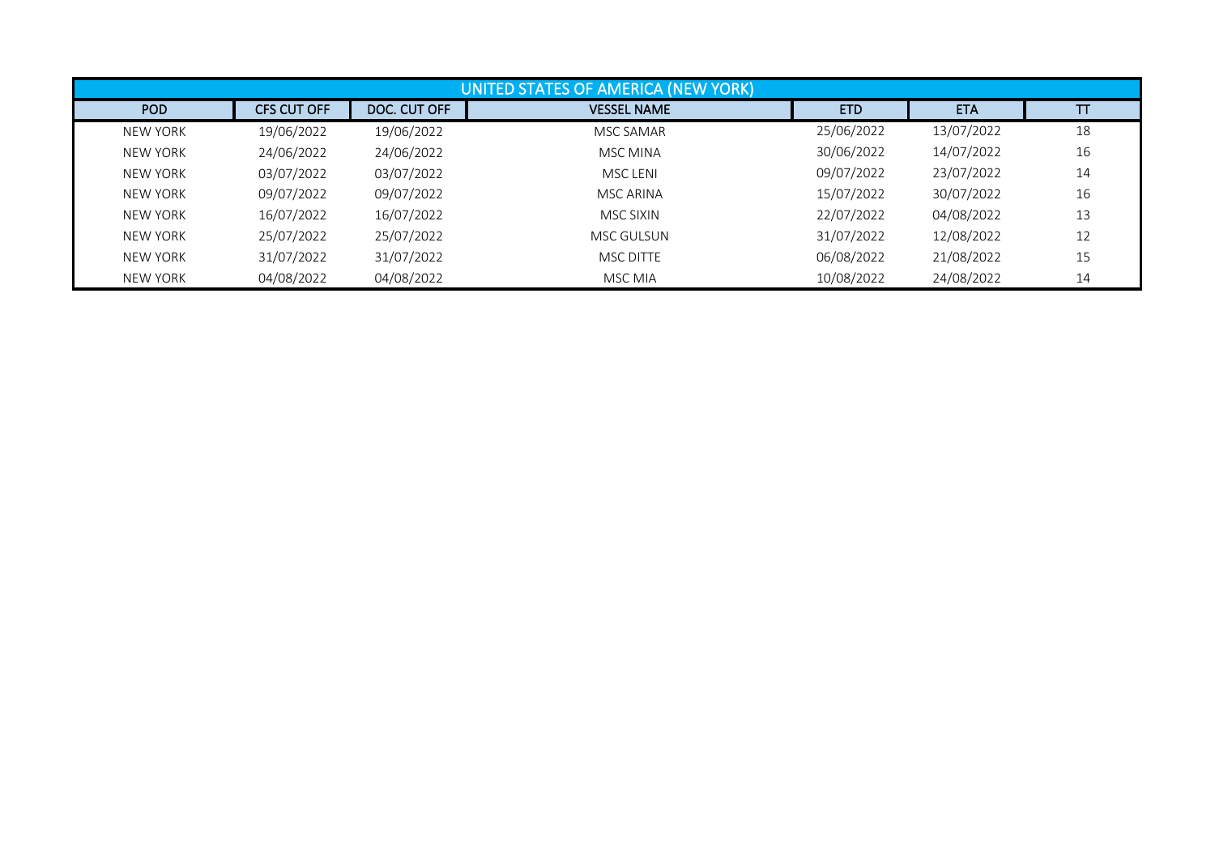| UNITED STATES OF AMERICA (NEW YORK) | | | | | | |
|---|---|---|---|---|---|---|
| POD | CFS CUT OFF | DOC. CUT OFF | VESSEL NAME | ETD | ETA | TT |
| NEW YORK | 19/06/2022 | 19/06/2022 | MSC SAMAR | 25/06/2022 | 13/07/2022 | 18 |
| NEW YORK | 24/06/2022 | 24/06/2022 | MSC MINA | 30/06/2022 | 14/07/2022 | 16 |
| NEW YORK | 03/07/2022 | 03/07/2022 | MSC LENI | 09/07/2022 | 23/07/2022 | 14 |
| NEW YORK | 09/07/2022 | 09/07/2022 | MSC ARINA | 15/07/2022 | 30/07/2022 | 16 |
| NEW YORK | 16/07/2022 | 16/07/2022 | MSC SIXIN | 22/07/2022 | 04/08/2022 | 13 |
| NEW YORK | 25/07/2022 | 25/07/2022 | MSC GULSUN | 31/07/2022 | 12/08/2022 | 12 |
| NEW YORK | 31/07/2022 | 31/07/2022 | MSC DITTE | 06/08/2022 | 21/08/2022 | 15 |
| NEW YORK | 04/08/2022 | 04/08/2022 | MSC MIA | 10/08/2022 | 24/08/2022 | 14 |